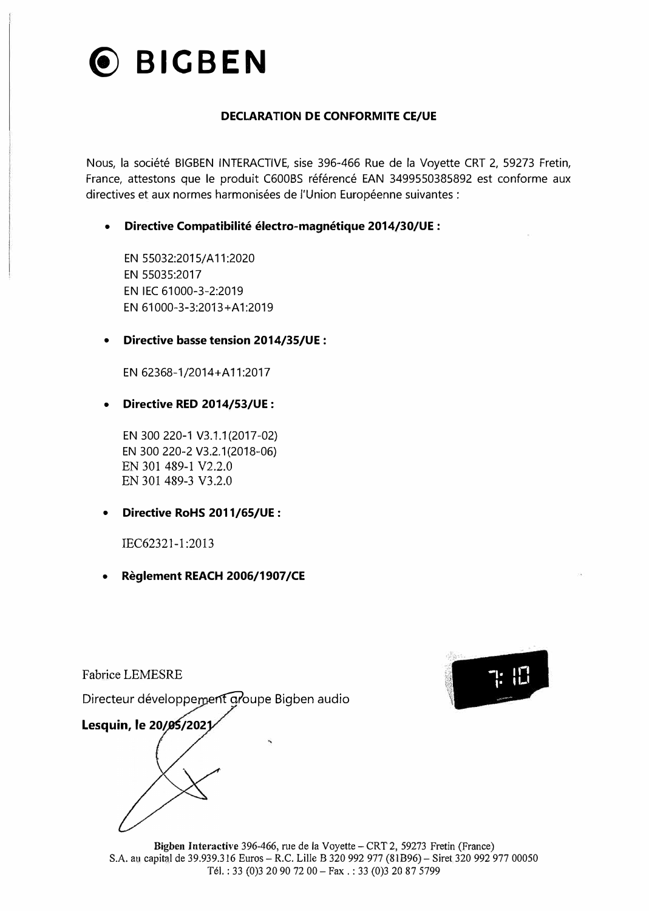# BIGBEN

## DECLARATION DE CONFORMITE CE/UE

Nous, la société BIGBEN INTERACTIVE, sise 396-466 Rue de la Voyette CRT 2, 59273 Fretin, France, attestons que le produit C600BS référencé EAN 3499550385892 est conforme aux directives et aux normes harmonisées de l'Union Européenne suivantes :

- **Directive Compatibilité électro-magnétique 2014/30/UE :**

  EN 55032:2015/A11:2020
  EN 55035:2017
  EN IEC 61000-3-2:2019
  EN 61000-3-3:2013+A1:2019

- **Directive basse tension 2014/35/UE :**

  EN 62368-1/2014+A11:2017

- **Directive RED 2014/53/UE :**

  EN 300 220-1 V3.1.1(2017-02)
  EN 300 220-2 V3.2.1(2018-06)
  EN 301 489-1 V2.2.0
  EN 301 489-3 V3.2.0

- **Directive RoHS 2011/65/UE :**

  IEC62321-1:2013

- **Règlement REACH 2006/1907/CE**

Fabrice LEMESRE

Directeur développement groupe Bigben audio

**Lesquin, le 20/05/2021**

**Bigben Interactive** 396-466, rue de la Voyette – CRT 2, 59273 Fretin (France)
S.A. au capital de 39.939.316 Euros – R.C. Lille B 320 992 977 (81B96) – Siret 320 992 977 00050
Tél. : 33 (0)3 20 90 72 00 – Fax . : 33 (0)3 20 87 5799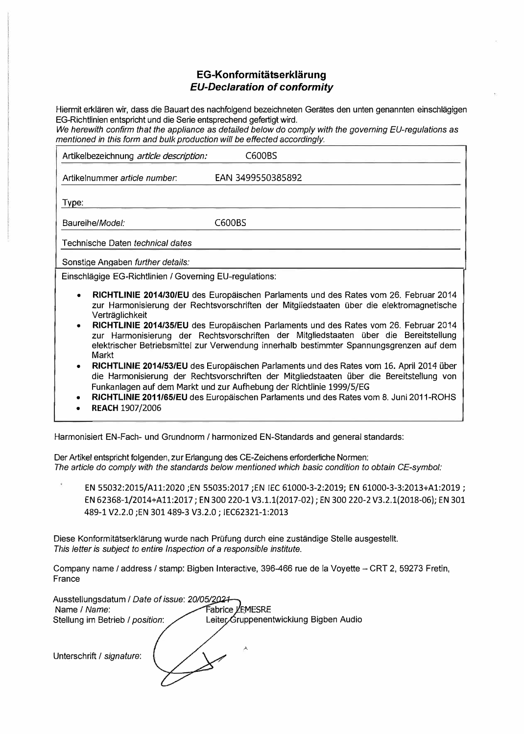## EG-Konformitätserklärung
## *EU-Declaration of conformity*

Hiermit erklären wir, dass die Bauart des nachfolgend bezeichneten Gerätes den unten genannten einschlägigen EG-Richtlinien entspricht und die Serie entsprechend gefertigt wird.
*We herewith confirm that the appliance as detailed below do comply with the governing EU-regulations as mentioned in this form and bulk production will be effected accordingly.*

| | |
|---|---|
| Artikelbezeichnung *article description:* | C600BS |
| Artikelnummer *article number.* | EAN 3499550385892 |
| Type: | |
| Baureihe/*Model:* | C600BS |
| Technische Daten *technical dates* | |
| Sonstige Angaben *further details:* | |

Einschlägige EG-Richtlinien / Governing EU-regulations:

- **RICHTLINIE 2014/30/EU** des Europäischen Parlaments und des Rates vom 26. Februar 2014 zur Harmonisierung der Rechtsvorschriften der Mitgliedstaaten über die elektromagnetische Verträglichkeit
- **RICHTLINIE 2014/35/EU** des Europäischen Parlaments und des Rates vom 26. Februar 2014 zur Harmonisierung der Rechtsvorschriften der Mitgliedstaaten über die Bereitstellung elektrischer Betriebsmittel zur Verwendung innerhalb bestimmter Spannungsgrenzen auf dem Markt
- **RICHTLINIE 2014/53/EU** des Europäischen Parlaments und des Rates vom 16. April 2014 über die Harmonisierung der Rechtsvorschriften der Mitgliedstaaten über die Bereitstellung von Funkanlagen auf dem Markt und zur Aufhebung der Richtlinie 1999/5/EG
- **RICHTLINIE 2011/65/EU** des Europäischen Parlaments und des Rates vom 8. Juni 2011-ROHS
- **REACH** 1907/2006

Harmonisiert EN-Fach- und Grundnorm / harmonized EN-Standards and general standards:

Der Artikel entspricht folgenden, zur Erlangung des CE-Zeichens erforderliche Normen:
*The article do comply with the standards below mentioned which basic condition to obtain CE-symbol:*

EN 55032:2015/A11:2020 ;EN 55035:2017 ;EN IEC 61000-3-2:2019; EN 61000-3-3:2013+A1:2019 ; EN 62368-1/2014+A11:2017 ; EN 300 220-1 V3.1.1(2017-02) ; EN 300 220-2 V3.2.1(2018-06); EN 301 489-1 V2.2.0 ;EN 301 489-3 V3.2.0 ; IEC62321-1:2013

Diese Konformitätserklärung wurde nach Prüfung durch eine zuständige Stelle ausgestellt.
*This letter is subject to entire Inspection of a responsible institute.*

Company name / address / stamp: Bigben Interactive, 396-466 rue de la Voyette – CRT 2, 59273 Fretin, France

Ausstellungsdatum / *Date of issue*: 20/05/2021
Name / *Name*: Fabrice LEMESRE
Stellung im Betrieb / *position*: Leiter Gruppenentwicklung Bigben Audio

Unterschrift / *signature*: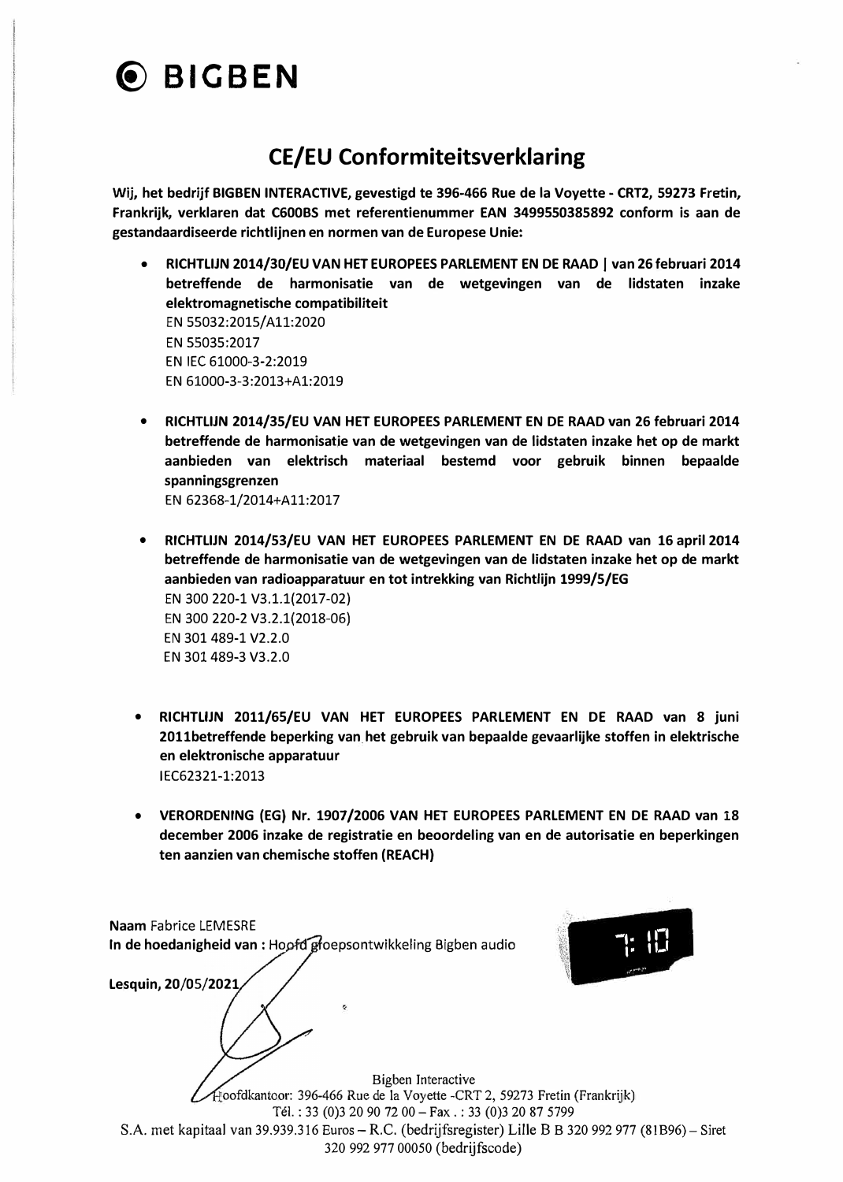**BIGBEN**

# CE/EU Conformiteitsverklaring

**Wij, het bedrijf BIGBEN INTERACTIVE, gevestigd te 396-466 Rue de la Voyette - CRT2, 59273 Fretin, Frankrijk, verklaren dat C600BS met referentienummer EAN 3499550385892 conform is aan de gestandaardiseerde richtlijnen en normen van de Europese Unie:**

- **RICHTLIJN 2014/30/EU VAN HET EUROPEES PARLEMENT EN DE RAAD | van 26 februari 2014 betreffende de harmonisatie van de wetgevingen van de lidstaten inzake elektromagnetische compatibiliteit**
  EN 55032:2015/A11:2020
  EN 55035:2017
  EN IEC 61000-3-2:2019
  EN 61000-3-3:2013+A1:2019

- **RICHTLIJN 2014/35/EU VAN HET EUROPEES PARLEMENT EN DE RAAD van 26 februari 2014 betreffende de harmonisatie van de wetgevingen van de lidstaten inzake het op de markt aanbieden van elektrisch materiaal bestemd voor gebruik binnen bepaalde spanningsgrenzen**
  EN 62368-1/2014+A11:2017

- **RICHTLIJN 2014/53/EU VAN HET EUROPEES PARLEMENT EN DE RAAD van 16 april 2014 betreffende de harmonisatie van de wetgevingen van de lidstaten inzake het op de markt aanbieden van radioapparatuur en tot intrekking van Richtlijn 1999/5/EG**
  EN 300 220-1 V3.1.1(2017-02)
  EN 300 220-2 V3.2.1(2018-06)
  EN 301 489-1 V2.2.0
  EN 301 489-3 V3.2.0

- **RICHTLIJN 2011/65/EU VAN HET EUROPEES PARLEMENT EN DE RAAD van 8 juni 2011betreffende beperking van het gebruik van bepaalde gevaarlijke stoffen in elektrische en elektronische apparatuur**
  IEC62321-1:2013

- **VERORDENING (EG) Nr. 1907/2006 VAN HET EUROPEES PARLEMENT EN DE RAAD van 18 december 2006 inzake de registratie en beoordeling van en de autorisatie en beperkingen ten aanzien van chemische stoffen (REACH)**

**Naam** Fabrice LEMESRE
**In de hoedanigheid van :** Hoofd groepsontwikkeling Bigben audio

**Lesquin, 20/05/2021**

Bigben Interactive
Hoofdkantoor: 396-466 Rue de la Voyette -CRT 2, 59273 Fretin (Frankrijk)
Tél. : 33 (0)3 20 90 72 00 – Fax . : 33 (0)3 20 87 5799
S.A. met kapitaal van 39.939.316 Euros – R.C. (bedrijfsregister) Lille B B 320 992 977 (81B96) – Siret 320 992 977 00050 (bedrijfscode)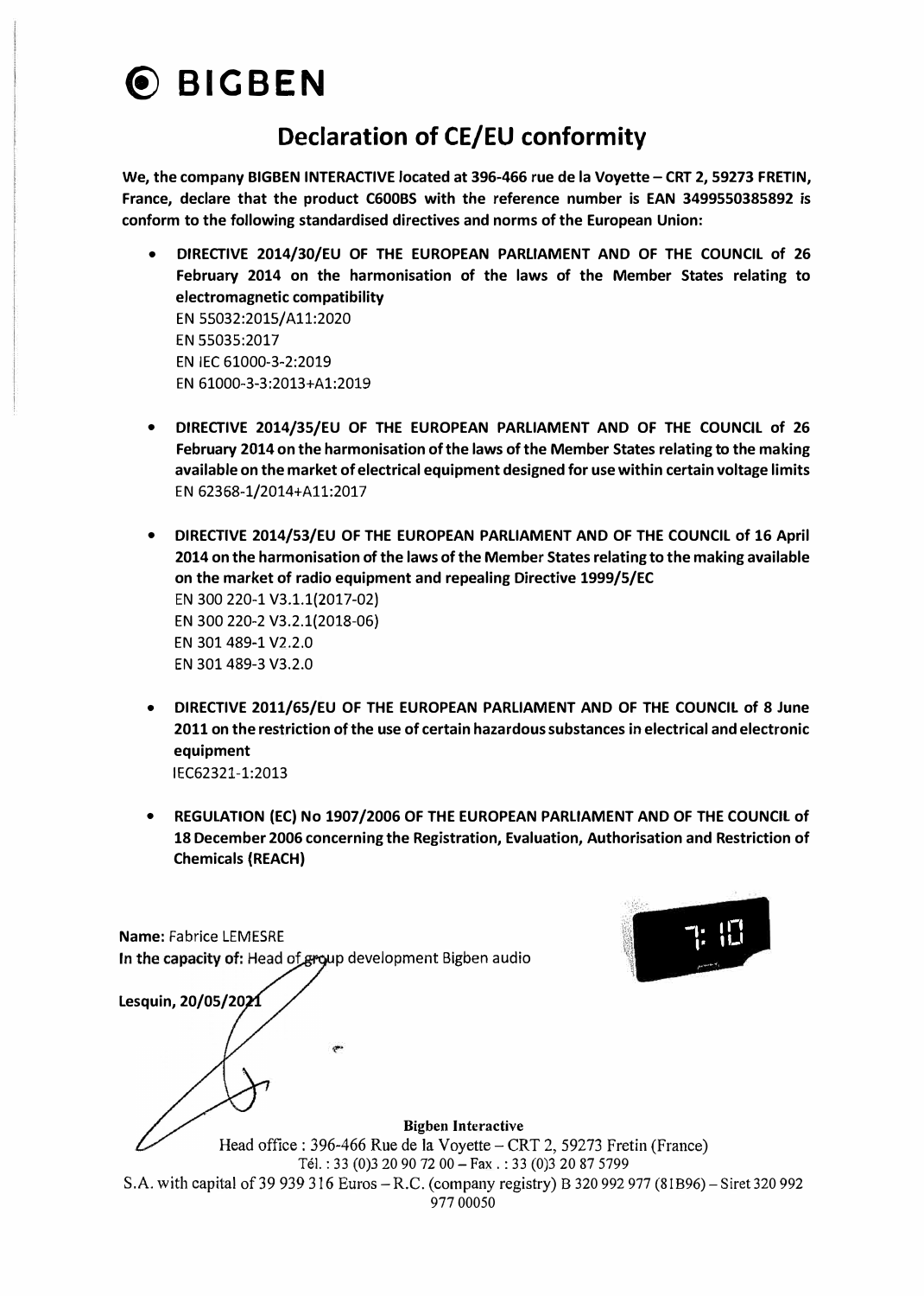# BIGBEN

## Declaration of CE/EU conformity

**We, the company BIGBEN INTERACTIVE located at 396-466 rue de la Voyette – CRT 2, 59273 FRETIN, France, declare that the product C600BS with the reference number is EAN 3499550385892 is conform to the following standardised directives and norms of the European Union:**

- **DIRECTIVE 2014/30/EU OF THE EUROPEAN PARLIAMENT AND OF THE COUNCIL of 26 February 2014 on the harmonisation of the laws of the Member States relating to electromagnetic compatibility**
  EN 55032:2015/A11:2020
  EN 55035:2017
  EN IEC 61000-3-2:2019
  EN 61000-3-3:2013+A1:2019

- **DIRECTIVE 2014/35/EU OF THE EUROPEAN PARLIAMENT AND OF THE COUNCIL of 26 February 2014 on the harmonisation of the laws of the Member States relating to the making available on the market of electrical equipment designed for use within certain voltage limits**
  EN 62368-1/2014+A11:2017

- **DIRECTIVE 2014/53/EU OF THE EUROPEAN PARLIAMENT AND OF THE COUNCIL of 16 April 2014 on the harmonisation of the laws of the Member States relating to the making available on the market of radio equipment and repealing Directive 1999/5/EC**
  EN 300 220-1 V3.1.1(2017-02)
  EN 300 220-2 V3.2.1(2018-06)
  EN 301 489-1 V2.2.0
  EN 301 489-3 V3.2.0

- **DIRECTIVE 2011/65/EU OF THE EUROPEAN PARLIAMENT AND OF THE COUNCIL of 8 June 2011 on the restriction of the use of certain hazardous substances in electrical and electronic equipment**
  IEC62321-1:2013

- **REGULATION (EC) No 1907/2006 OF THE EUROPEAN PARLIAMENT AND OF THE COUNCIL of 18 December 2006 concerning the Registration, Evaluation, Authorisation and Restriction of Chemicals (REACH)**

**Name:** Fabrice LEMESRE
**In the capacity of:** Head of group development Bigben audio

**Lesquin, 20/05/2021**

**Bigben Interactive**
Head office : 396-466 Rue de la Voyette – CRT 2, 59273 Fretin (France)
Tél. : 33 (0)3 20 90 72 00 – Fax . : 33 (0)3 20 87 5799
S.A. with capital of 39 939 316 Euros – R.C. (company registry) B 320 992 977 (81B96) – Siret 320 992 977 00050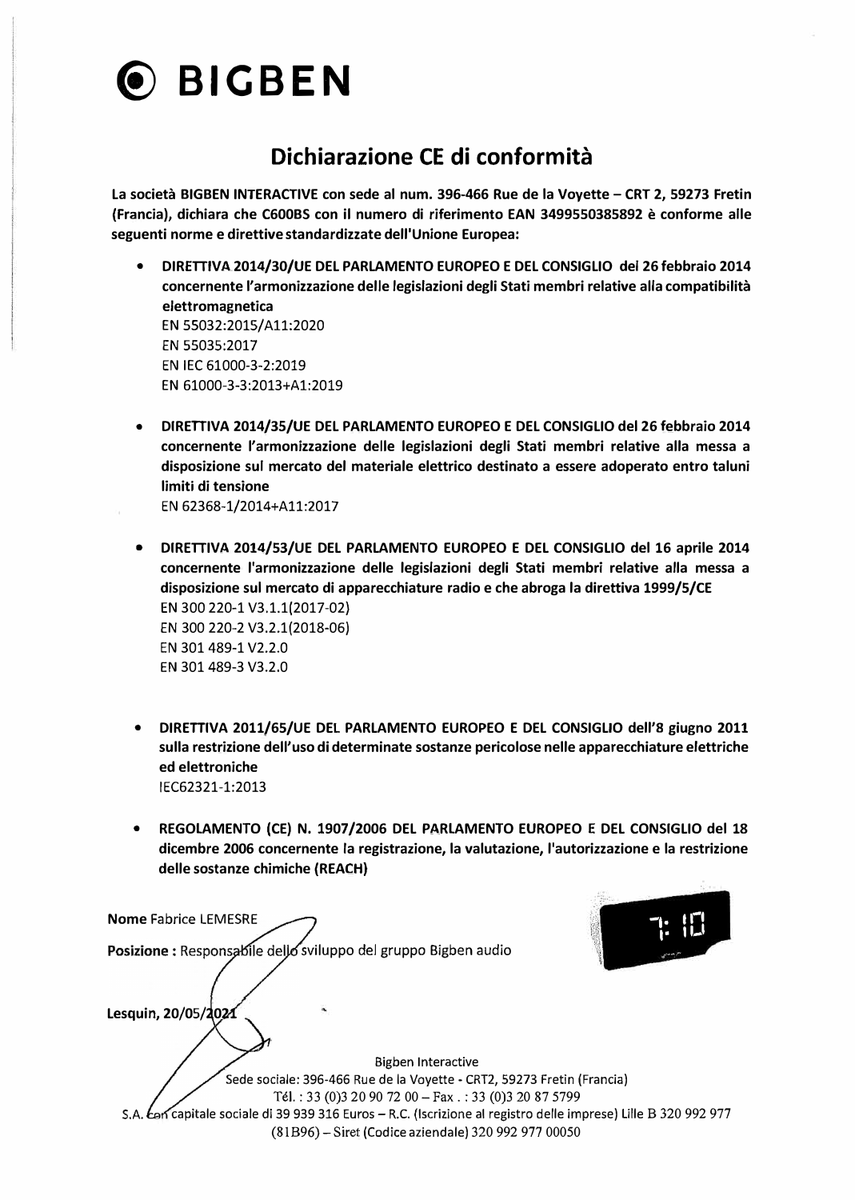# BIGBEN

## Dichiarazione CE di conformità

**La società BIGBEN INTERACTIVE con sede al num. 396-466 Rue de la Voyette – CRT 2, 59273 Fretin (Francia), dichiara che C600BS con il numero di riferimento EAN 3499550385892 è conforme alle seguenti norme e direttive standardizzate dell'Unione Europea:**

- **DIRETTIVA 2014/30/UE DEL PARLAMENTO EUROPEO E DEL CONSIGLIO del 26 febbraio 2014 concernente l'armonizzazione delle legislazioni degli Stati membri relative alla compatibilità elettromagnetica**
  EN 55032:2015/A11:2020
  EN 55035:2017
  EN IEC 61000-3-2:2019
  EN 61000-3-3:2013+A1:2019

- **DIRETTIVA 2014/35/UE DEL PARLAMENTO EUROPEO E DEL CONSIGLIO del 26 febbraio 2014 concernente l'armonizzazione delle legislazioni degli Stati membri relative alla messa a disposizione sul mercato del materiale elettrico destinato a essere adoperato entro taluni limiti di tensione**
  EN 62368-1/2014+A11:2017

- **DIRETTIVA 2014/53/UE DEL PARLAMENTO EUROPEO E DEL CONSIGLIO del 16 aprile 2014 concernente l'armonizzazione delle legislazioni degli Stati membri relative alla messa a disposizione sul mercato di apparecchiature radio e che abroga la direttiva 1999/5/CE**
  EN 300 220-1 V3.1.1(2017-02)
  EN 300 220-2 V3.2.1(2018-06)
  EN 301 489-1 V2.2.0
  EN 301 489-3 V3.2.0

- **DIRETTIVA 2011/65/UE DEL PARLAMENTO EUROPEO E DEL CONSIGLIO dell'8 giugno 2011 sulla restrizione dell'uso di determinate sostanze pericolose nelle apparecchiature elettriche ed elettroniche**
  IEC62321-1:2013

- **REGOLAMENTO (CE) N. 1907/2006 DEL PARLAMENTO EUROPEO E DEL CONSIGLIO del 18 dicembre 2006 concernente la registrazione, la valutazione, l'autorizzazione e la restrizione delle sostanze chimiche (REACH)**

**Nome** Fabrice LEMESRE

**Posizione :** Responsabile dello sviluppo del gruppo Bigben audio

**Lesquin, 20/05/2021**

Bigben Interactive
Sede sociale: 396-466 Rue de la Voyette - CRT2, 59273 Fretin (Francia)
Tél. : 33 (0)3 20 90 72 00 – Fax . : 33 (0)3 20 87 5799
S.A. con capitale sociale di 39 939 316 Euros – R.C. (Iscrizione al registro delle imprese) Lille B 320 992 977 (81B96) – Siret (Codice aziendale) 320 992 977 00050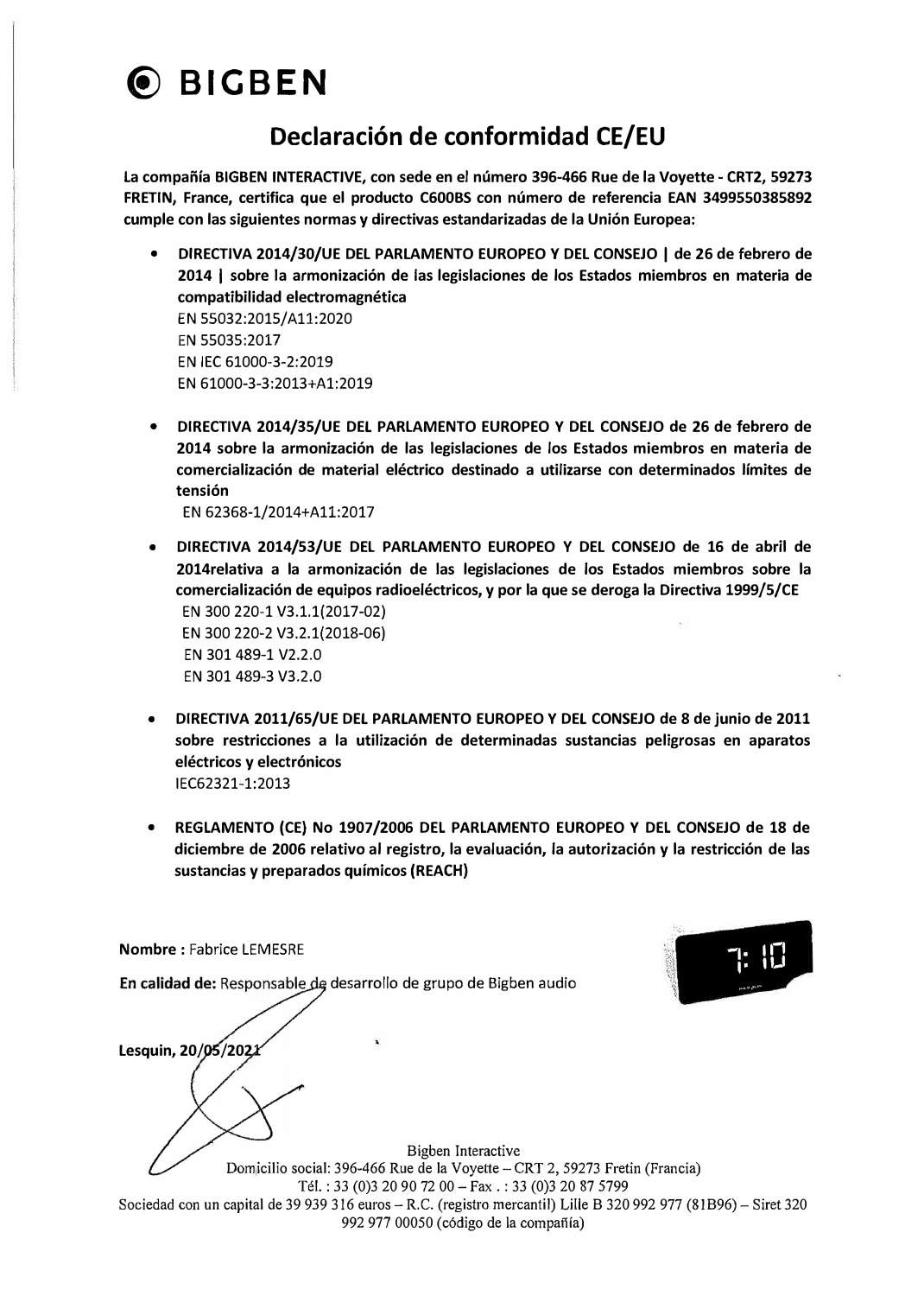# BIGBEN

## Declaración de conformidad CE/EU

**La compañía BIGBEN INTERACTIVE, con sede en el número 396-466 Rue de la Voyette - CRT2, 59273 FRETIN, France, certifica que el producto C600BS con número de referencia EAN 3499550385892 cumple con las siguientes normas y directivas estandarizadas de la Unión Europea:**

- **DIRECTIVA 2014/30/UE DEL PARLAMENTO EUROPEO Y DEL CONSEJO | de 26 de febrero de 2014 | sobre la armonización de las legislaciones de los Estados miembros en materia de compatibilidad electromagnética**
  EN 55032:2015/A11:2020
  EN 55035:2017
  EN IEC 61000-3-2:2019
  EN 61000-3-3:2013+A1:2019

- **DIRECTIVA 2014/35/UE DEL PARLAMENTO EUROPEO Y DEL CONSEJO de 26 de febrero de 2014 sobre la armonización de las legislaciones de los Estados miembros en materia de comercialización de material eléctrico destinado a utilizarse con determinados límites de tensión**
  EN 62368-1/2014+A11:2017

- **DIRECTIVA 2014/53/UE DEL PARLAMENTO EUROPEO Y DEL CONSEJO de 16 de abril de 2014relativa a la armonización de las legislaciones de los Estados miembros sobre la comercialización de equipos radioeléctricos, y por la que se deroga la Directiva 1999/5/CE**
  EN 300 220-1 V3.1.1(2017-02)
  EN 300 220-2 V3.2.1(2018-06)
  EN 301 489-1 V2.2.0
  EN 301 489-3 V3.2.0

- **DIRECTIVA 2011/65/UE DEL PARLAMENTO EUROPEO Y DEL CONSEJO de 8 de junio de 2011 sobre restricciones a la utilización de determinadas sustancias peligrosas en aparatos eléctricos y electrónicos**
  IEC62321-1:2013

- **REGLAMENTO (CE) No 1907/2006 DEL PARLAMENTO EUROPEO Y DEL CONSEJO de 18 de diciembre de 2006 relativo al registro, la evaluación, la autorización y la restricción de las sustancias y preparados químicos (REACH)**

**Nombre :** Fabrice LEMESRE

**En calidad de:** Responsable de desarrollo de grupo de Bigben audio

**Lesquin, 20/05/2021**

Bigben Interactive
Domicilio social: 396-466 Rue de la Voyette – CRT 2, 59273 Fretin (Francia)
Tél. : 33 (0)3 20 90 72 00 – Fax . : 33 (0)3 20 87 5799
Sociedad con un capital de 39 939 316 euros – R.C. (registro mercantil) Lille B 320 992 977 (81B96) – Siret 320 992 977 00050 (código de la compañía)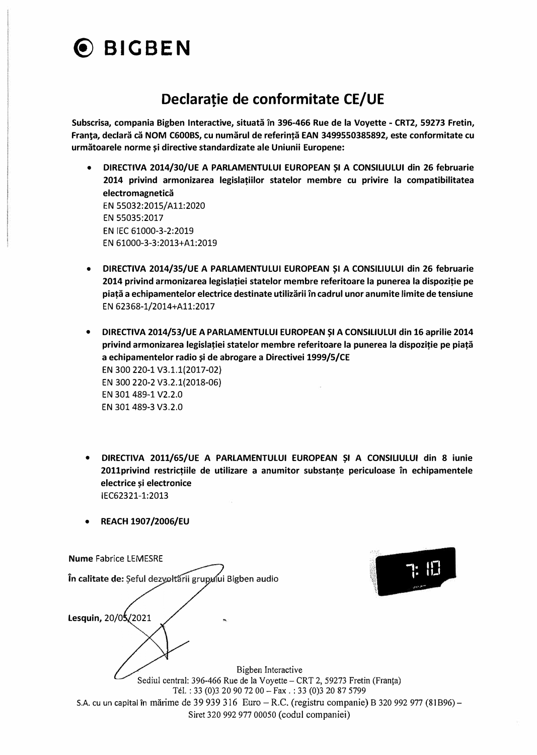# BIGBEN

## Declarație de conformitate CE/UE

**Subscrisa, compania Bigben Interactive, situată în 396-466 Rue de la Voyette - CRT2, 59273 Fretin, Franța, declară că NOM C600BS, cu numărul de referință EAN 3499550385892, este conformitate cu următoarele norme și directive standardizate ale Uniunii Europene:**

- **DIRECTIVA 2014/30/UE A PARLAMENTULUI EUROPEAN ȘI A CONSILIULUI din 26 februarie 2014 privind armonizarea legislațiilor statelor membre cu privire la compatibilitatea electromagnetică**
  EN 55032:2015/A11:2020
  EN 55035:2017
  EN IEC 61000-3-2:2019
  EN 61000-3-3:2013+A1:2019

- **DIRECTIVA 2014/35/UE A PARLAMENTULUI EUROPEAN ȘI A CONSILIULUI din 26 februarie 2014 privind armonizarea legislației statelor membre referitoare la punerea la dispoziție pe piață a echipamentelor electrice destinate utilizării în cadrul unor anumite limite de tensiune**
  EN 62368-1/2014+A11:2017

- **DIRECTIVA 2014/53/UE A PARLAMENTULUI EUROPEAN ȘI A CONSILIULUI din 16 aprilie 2014 privind armonizarea legislației statelor membre referitoare la punerea la dispoziție pe piață a echipamentelor radio și de abrogare a Directivei 1999/5/CE**
  EN 300 220-1 V3.1.1(2017-02)
  EN 300 220-2 V3.2.1(2018-06)
  EN 301 489-1 V2.2.0
  EN 301 489-3 V3.2.0

- **DIRECTIVA 2011/65/UE A PARLAMENTULUI EUROPEAN ȘI A CONSILIULUI din 8 iunie 2011privind restricțiile de utilizare a anumitor substanțe periculoase în echipamentele electrice și electronice**
  IEC62321-1:2013

- **REACH 1907/2006/EU**

**Nume** Fabrice LEMESRE

**În calitate de:** Șeful dezvoltării grupului Bigben audio

**Lesquin,** 20/05/2021

Bigben Interactive
Sediul central: 396-466 Rue de la Voyette – CRT 2, 59273 Fretin (Franța)
Tél. : 33 (0)3 20 90 72 00 – Fax . : 33 (0)3 20 87 5799
S.A. cu un capital în mărime de 39 939 316 Euro – R.C. (registru companie) B 320 992 977 (81B96) – Siret 320 992 977 00050 (codul companiei)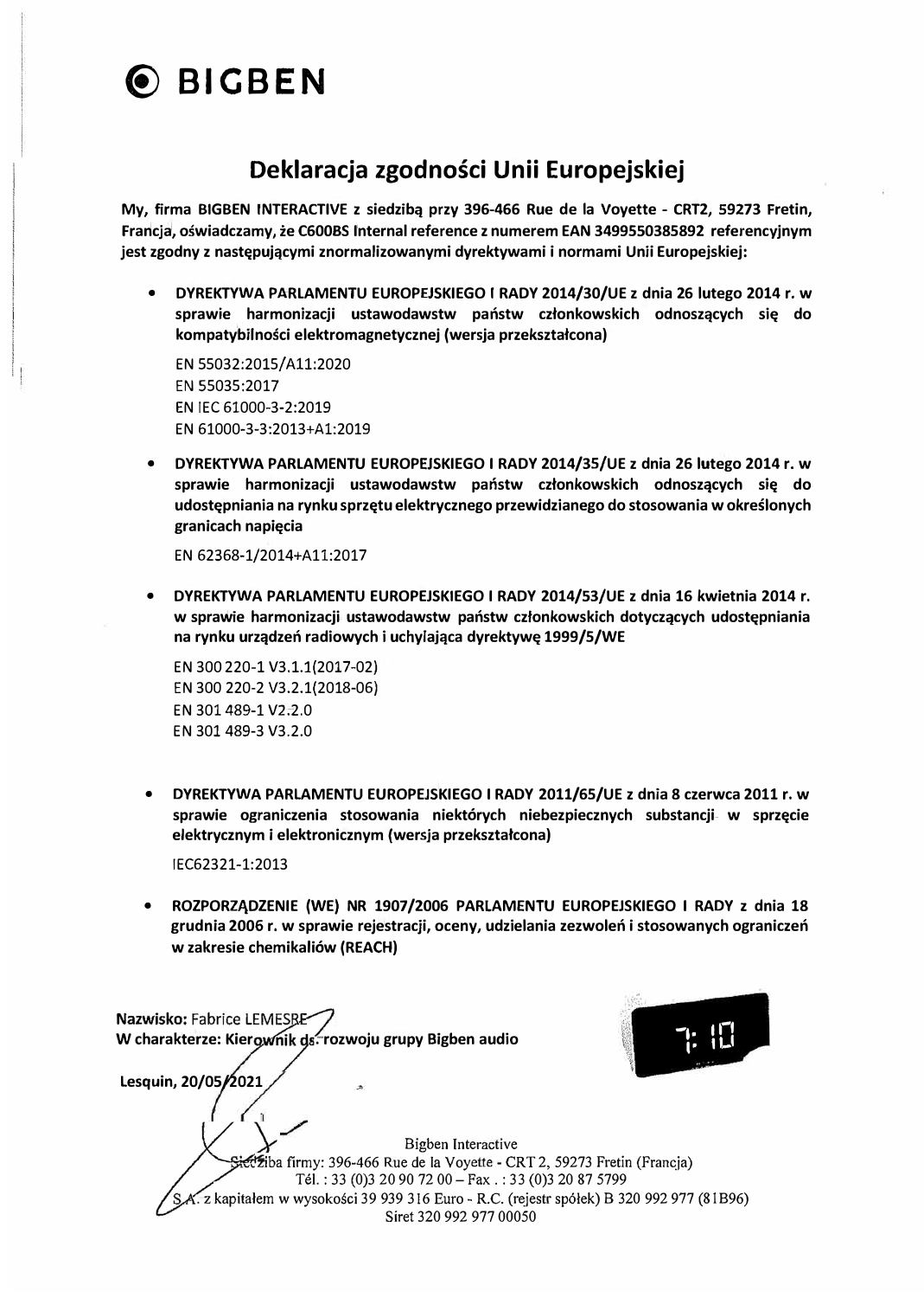# BIGBEN

## Deklaracja zgodności Unii Europejskiej

**My, firma BIGBEN INTERACTIVE z siedzibą przy 396-466 Rue de la Voyette - CRT2, 59273 Fretin, Francja, oświadczamy, że C600BS Internal reference z numerem EAN 3499550385892 referencyjnym jest zgodny z następującymi znormalizowanymi dyrektywami i normami Unii Europejskiej:**

- **DYREKTYWA PARLAMENTU EUROPEJSKIEGO I RADY 2014/30/UE z dnia 26 lutego 2014 r. w sprawie harmonizacji ustawodawstw państw członkowskich odnoszących się do kompatybilności elektromagnetycznej (wersja przekształcona)**

  EN 55032:2015/A11:2020
  EN 55035:2017
  EN IEC 61000-3-2:2019
  EN 61000-3-3:2013+A1:2019

- **DYREKTYWA PARLAMENTU EUROPEJSKIEGO I RADY 2014/35/UE z dnia 26 lutego 2014 r. w sprawie harmonizacji ustawodawstw państw członkowskich odnoszących się do udostępniania na rynku sprzętu elektrycznego przewidzianego do stosowania w określonych granicach napięcia**

  EN 62368-1/2014+A11:2017

- **DYREKTYWA PARLAMENTU EUROPEJSKIEGO I RADY 2014/53/UE z dnia 16 kwietnia 2014 r. w sprawie harmonizacji ustawodawstw państw członkowskich dotyczących udostępniania na rynku urządzeń radiowych i uchylająca dyrektywę 1999/5/WE**

  EN 300 220-1 V3.1.1(2017-02)
  EN 300 220-2 V3.2.1(2018-06)
  EN 301 489-1 V2.2.0
  EN 301 489-3 V3.2.0

- **DYREKTYWA PARLAMENTU EUROPEJSKIEGO I RADY 2011/65/UE z dnia 8 czerwca 2011 r. w sprawie ograniczenia stosowania niektórych niebezpiecznych substancji w sprzęcie elektrycznym i elektronicznym (wersja przekształcona)**

  IEC62321-1:2013

- **ROZPORZĄDZENIE (WE) NR 1907/2006 PARLAMENTU EUROPEJSKIEGO I RADY z dnia 18 grudnia 2006 r. w sprawie rejestracji, oceny, udzielania zezwoleń i stosowanych ograniczeń w zakresie chemikaliów (REACH)**

**Nazwisko:** Fabrice LEMESRE
**W charakterze: Kierownik ds. rozwoju grupy Bigben audio**

**Lesquin, 20/05/2021**

Bigben Interactive
Siedziba firmy: 396-466 Rue de la Voyette - CRT 2, 59273 Fretin (Francja)
Tél. : 33 (0)3 20 90 72 00 – Fax . : 33 (0)3 20 87 5799
S.A. z kapitałem w wysokości 39 939 316 Euro - R.C. (rejestr spółek) B 320 992 977 (81B96)
Siret 320 992 977 00050